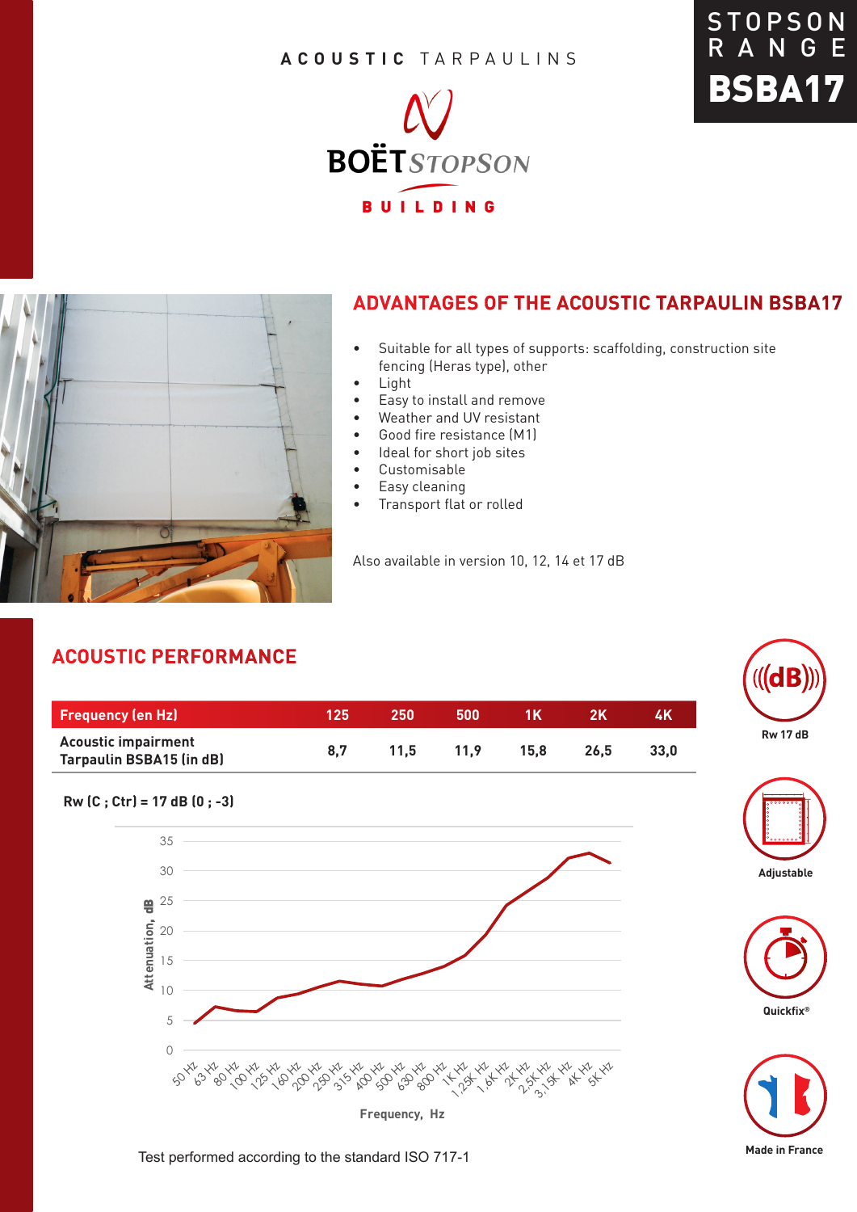STOPSON RANGE

# BSBA17

ACOUSTIC TARPAULINS

BOËT STOPSON

BUILDING

## ADVANTAGES OF THE ACOUSTIC TARPAULIN BSBA17

- Suitable for all types of supports: scaffolding, construction site fencing (Heras type), other
- Light
- Easy to install and remove
- Weather and UV resistant
- Good fire resistance (M1)
- Ideal for short job sites
- Customisable
- Easy cleaning
- Transport flat or rolled

Also available in version 10, 12, 14 et 17 dB

## ACOUSTIC PERFORMANCE

| Frequency (en Hz) | 125 | 250 | 500 | 1K | 2K | 4K |
|---|---|---|---|---|---|---|
| Acoustic impairment Tarpaulin BSBA15 (in dB) | 8,7 | 11,5 | 11,9 | 15,8 | 26,5 | 33,0 |

Rw (C ; Ctr) = 17 dB (0 ; -3)

Attenuation, dB (0–35) vs Frequency, Hz (50 Hz, 63 Hz, 80 Hz, 100 Hz, 125 Hz, 160 Hz, 200 Hz, 250 Hz, 315 Hz, 400 Hz, 500 Hz, 630 Hz, 800 Hz, 1K Hz, 1,25K Hz, 1,6K Hz, 2K Hz, 2,5K Hz, 3,15K Hz, 4K Hz, 5K Hz)

Test performed according to the standard ISO 717-1

Rw 17 dB

Adjustable

Quickfix®

Made in France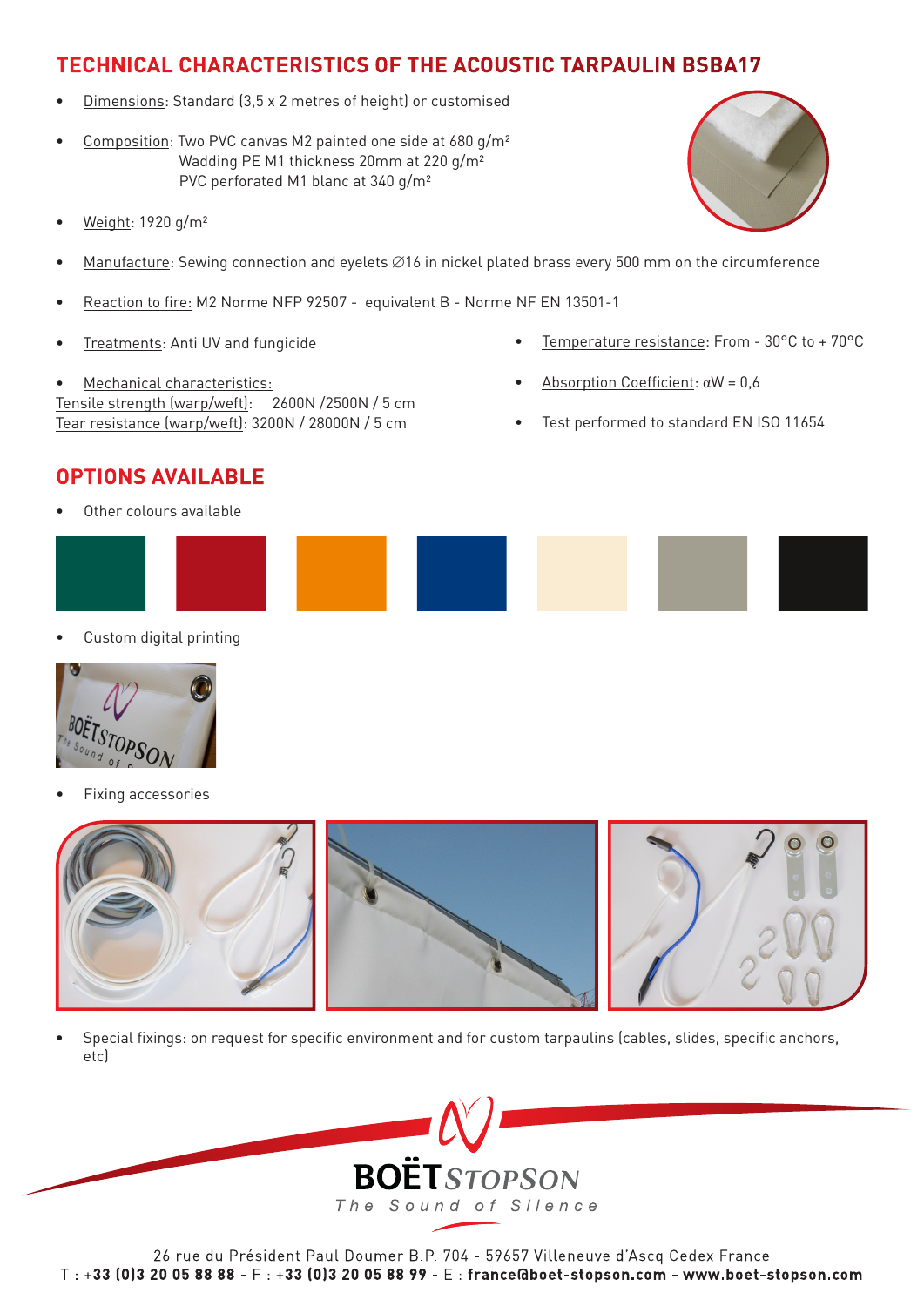## TECHNICAL CHARACTERISTICS OF THE ACOUSTIC TARPAULIN BSBA17

- Dimensions: Standard (3,5 x 2 metres of height) or customised
- Composition: Two PVC canvas M2 painted one side at 680 g/m²  
  Wadding PE M1 thickness 20mm at 220 g/m²  
  PVC perforated M1 blanc at 340 g/m²
- Weight: 1920 g/m²
- Manufacture: Sewing connection and eyelets ∅16 in nickel plated brass every 500 mm on the circumference
- Reaction to fire: M2 Norme NFP 92507 - equivalent B - Norme NF EN 13501-1
- Treatments: Anti UV and fungicide
- Mechanical characteristics:  
  Tensile strength (warp/weft): 2600N /2500N / 5 cm  
  Tear resistance (warp/weft): 3200N / 28000N / 5 cm
- Temperature resistance: From - 30°C to + 70°C
- Absorption Coefficient: αW = 0,6
- Test performed to standard EN ISO 11654

## OPTIONS AVAILABLE

- Other colours available
- Custom digital printing
- Fixing accessories
- Special fixings: on request for specific environment and for custom tarpaulins (cables, slides, specific anchors, etc)

BOËT STOPSON  
The Sound of Silence

26 rue du Président Paul Doumer B.P. 704 - 59657 Villeneuve d'Ascq Cedex France  
T : **+33 (0)3 20 05 88 88** - F : **+33 (0)3 20 05 88 99** - E : **france@boet-stopson.com - www.boet-stopson.com**